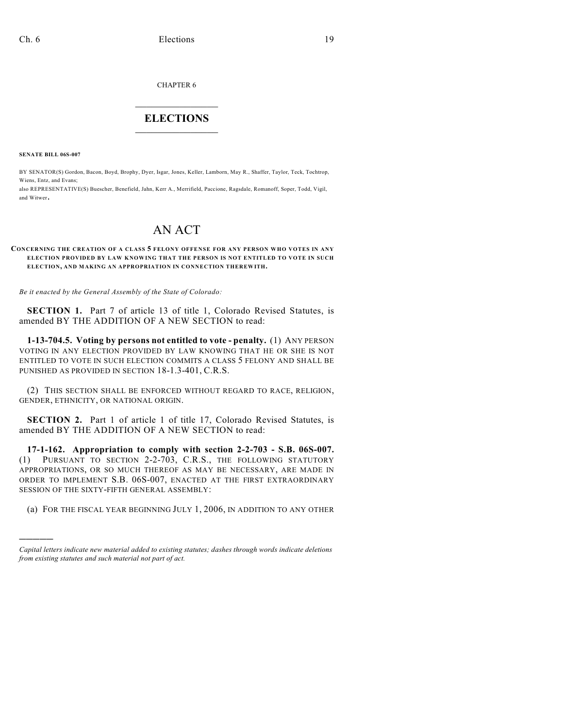CHAPTER 6

# ELECTIONS

**SENATE BILL 06S-007**

BY SENATOR(S) Gordon, Bacon, Boyd, Brophy, Dyer, Isgar, Jones, Keller, Lamborn, May R., Shaffer, Taylor, Teck, Tochtrop, Wiens, Entz, and Evans;
also REPRESENTATIVE(S) Buescher, Benefield, Jahn, Kerr A., Merrifield, Paccione, Ragsdale, Romanoff, Soper, Todd, Vigil, and Witwer.

# AN ACT

**CONCERNING THE CREATION OF A CLASS 5 FELONY OFFENSE FOR ANY PERSON WHO VOTES IN ANY ELECTION PROVIDED BY LAW KNOWING THAT THE PERSON IS NOT ENTITLED TO VOTE IN SUCH ELECTION, AND MAKING AN APPROPRIATION IN CONNECTION THEREWITH.**

*Be it enacted by the General Assembly of the State of Colorado:*

**SECTION 1.** Part 7 of article 13 of title 1, Colorado Revised Statutes, is amended BY THE ADDITION OF A NEW SECTION to read:

**1-13-704.5. Voting by persons not entitled to vote - penalty.** (1) ANY PERSON VOTING IN ANY ELECTION PROVIDED BY LAW KNOWING THAT HE OR SHE IS NOT ENTITLED TO VOTE IN SUCH ELECTION COMMITS A CLASS 5 FELONY AND SHALL BE PUNISHED AS PROVIDED IN SECTION 18-1.3-401, C.R.S.

(2) THIS SECTION SHALL BE ENFORCED WITHOUT REGARD TO RACE, RELIGION, GENDER, ETHNICITY, OR NATIONAL ORIGIN.

**SECTION 2.** Part 1 of article 1 of title 17, Colorado Revised Statutes, is amended BY THE ADDITION OF A NEW SECTION to read:

**17-1-162. Appropriation to comply with section 2-2-703 - S.B. 06S-007.** (1) PURSUANT TO SECTION 2-2-703, C.R.S., THE FOLLOWING STATUTORY APPROPRIATIONS, OR SO MUCH THEREOF AS MAY BE NECESSARY, ARE MADE IN ORDER TO IMPLEMENT S.B. 06S-007, ENACTED AT THE FIRST EXTRAORDINARY SESSION OF THE SIXTY-FIFTH GENERAL ASSEMBLY:

(a) FOR THE FISCAL YEAR BEGINNING JULY 1, 2006, IN ADDITION TO ANY OTHER

---

*Capital letters indicate new material added to existing statutes; dashes through words indicate deletions from existing statutes and such material not part of act.*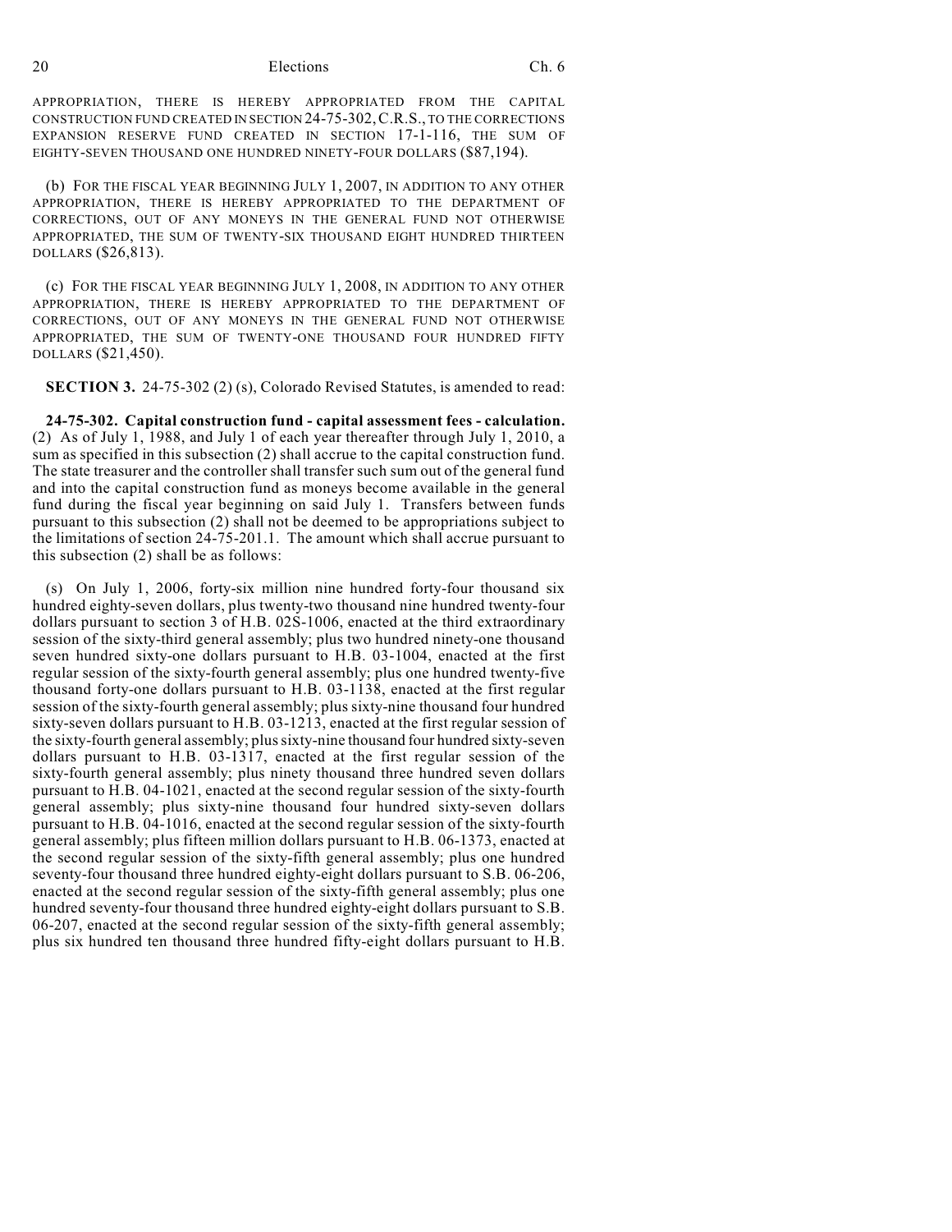APPROPRIATION, THERE IS HEREBY APPROPRIATED FROM THE CAPITAL CONSTRUCTION FUND CREATED IN SECTION 24-75-302, C.R.S., TO THE CORRECTIONS EXPANSION RESERVE FUND CREATED IN SECTION 17-1-116, THE SUM OF EIGHTY-SEVEN THOUSAND ONE HUNDRED NINETY-FOUR DOLLARS ($87,194).

(b) FOR THE FISCAL YEAR BEGINNING JULY 1, 2007, IN ADDITION TO ANY OTHER APPROPRIATION, THERE IS HEREBY APPROPRIATED TO THE DEPARTMENT OF CORRECTIONS, OUT OF ANY MONEYS IN THE GENERAL FUND NOT OTHERWISE APPROPRIATED, THE SUM OF TWENTY-SIX THOUSAND EIGHT HUNDRED THIRTEEN DOLLARS ($26,813).

(c) FOR THE FISCAL YEAR BEGINNING JULY 1, 2008, IN ADDITION TO ANY OTHER APPROPRIATION, THERE IS HEREBY APPROPRIATED TO THE DEPARTMENT OF CORRECTIONS, OUT OF ANY MONEYS IN THE GENERAL FUND NOT OTHERWISE APPROPRIATED, THE SUM OF TWENTY-ONE THOUSAND FOUR HUNDRED FIFTY DOLLARS ($21,450).

**SECTION 3.** 24-75-302 (2) (s), Colorado Revised Statutes, is amended to read:

**24-75-302. Capital construction fund - capital assessment fees - calculation.** (2) As of July 1, 1988, and July 1 of each year thereafter through July 1, 2010, a sum as specified in this subsection (2) shall accrue to the capital construction fund. The state treasurer and the controller shall transfer such sum out of the general fund and into the capital construction fund as moneys become available in the general fund during the fiscal year beginning on said July 1. Transfers between funds pursuant to this subsection (2) shall not be deemed to be appropriations subject to the limitations of section 24-75-201.1. The amount which shall accrue pursuant to this subsection (2) shall be as follows:

(s) On July 1, 2006, forty-six million nine hundred forty-four thousand six hundred eighty-seven dollars, plus twenty-two thousand nine hundred twenty-four dollars pursuant to section 3 of H.B. 02S-1006, enacted at the third extraordinary session of the sixty-third general assembly; plus two hundred ninety-one thousand seven hundred sixty-one dollars pursuant to H.B. 03-1004, enacted at the first regular session of the sixty-fourth general assembly; plus one hundred twenty-five thousand forty-one dollars pursuant to H.B. 03-1138, enacted at the first regular session of the sixty-fourth general assembly; plus sixty-nine thousand four hundred sixty-seven dollars pursuant to H.B. 03-1213, enacted at the first regular session of the sixty-fourth general assembly; plus sixty-nine thousand four hundred sixty-seven dollars pursuant to H.B. 03-1317, enacted at the first regular session of the sixty-fourth general assembly; plus ninety thousand three hundred seven dollars pursuant to H.B. 04-1021, enacted at the second regular session of the sixty-fourth general assembly; plus sixty-nine thousand four hundred sixty-seven dollars pursuant to H.B. 04-1016, enacted at the second regular session of the sixty-fourth general assembly; plus fifteen million dollars pursuant to H.B. 06-1373, enacted at the second regular session of the sixty-fifth general assembly; plus one hundred seventy-four thousand three hundred eighty-eight dollars pursuant to S.B. 06-206, enacted at the second regular session of the sixty-fifth general assembly; plus one hundred seventy-four thousand three hundred eighty-eight dollars pursuant to S.B. 06-207, enacted at the second regular session of the sixty-fifth general assembly; plus six hundred ten thousand three hundred fifty-eight dollars pursuant to H.B.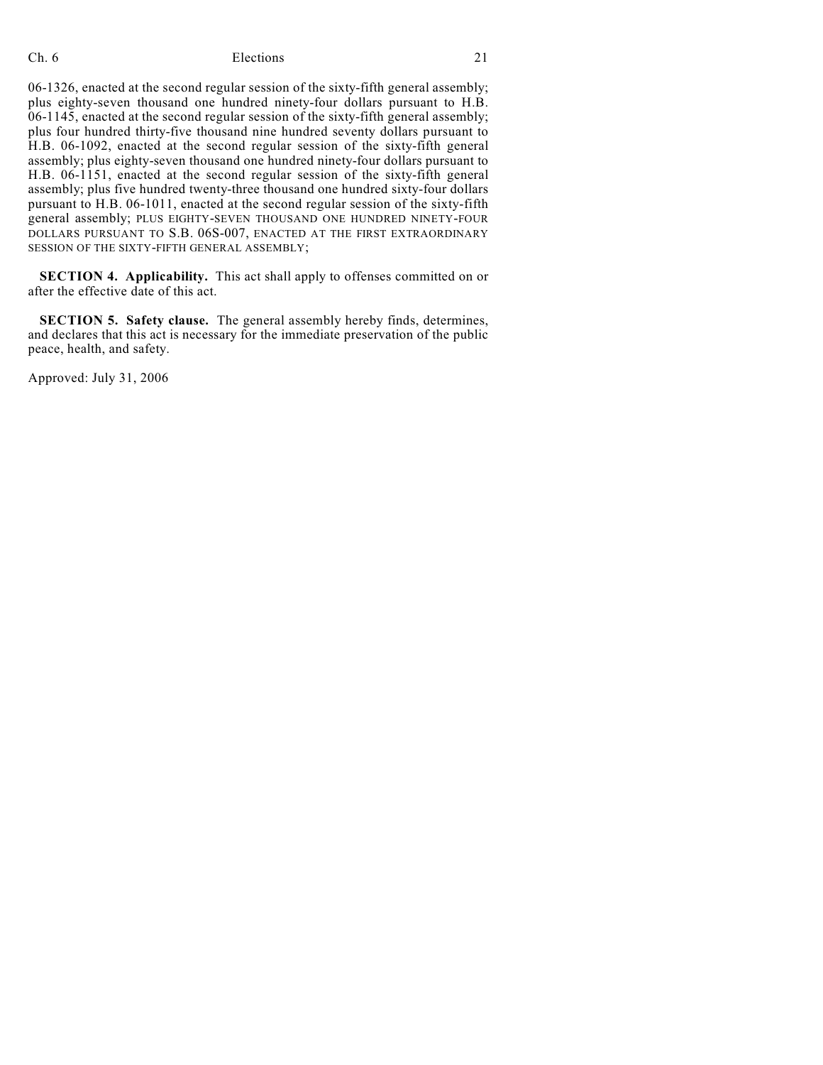06-1326, enacted at the second regular session of the sixty-fifth general assembly; plus eighty-seven thousand one hundred ninety-four dollars pursuant to H.B. 06-1145, enacted at the second regular session of the sixty-fifth general assembly; plus four hundred thirty-five thousand nine hundred seventy dollars pursuant to H.B. 06-1092, enacted at the second regular session of the sixty-fifth general assembly; plus eighty-seven thousand one hundred ninety-four dollars pursuant to H.B. 06-1151, enacted at the second regular session of the sixty-fifth general assembly; plus five hundred twenty-three thousand one hundred sixty-four dollars pursuant to H.B. 06-1011, enacted at the second regular session of the sixty-fifth general assembly; PLUS EIGHTY-SEVEN THOUSAND ONE HUNDRED NINETY-FOUR DOLLARS PURSUANT TO S.B. 06S-007, ENACTED AT THE FIRST EXTRAORDINARY SESSION OF THE SIXTY-FIFTH GENERAL ASSEMBLY;

**SECTION 4. Applicability.** This act shall apply to offenses committed on or after the effective date of this act.

**SECTION 5. Safety clause.** The general assembly hereby finds, determines, and declares that this act is necessary for the immediate preservation of the public peace, health, and safety.

Approved: July 31, 2006